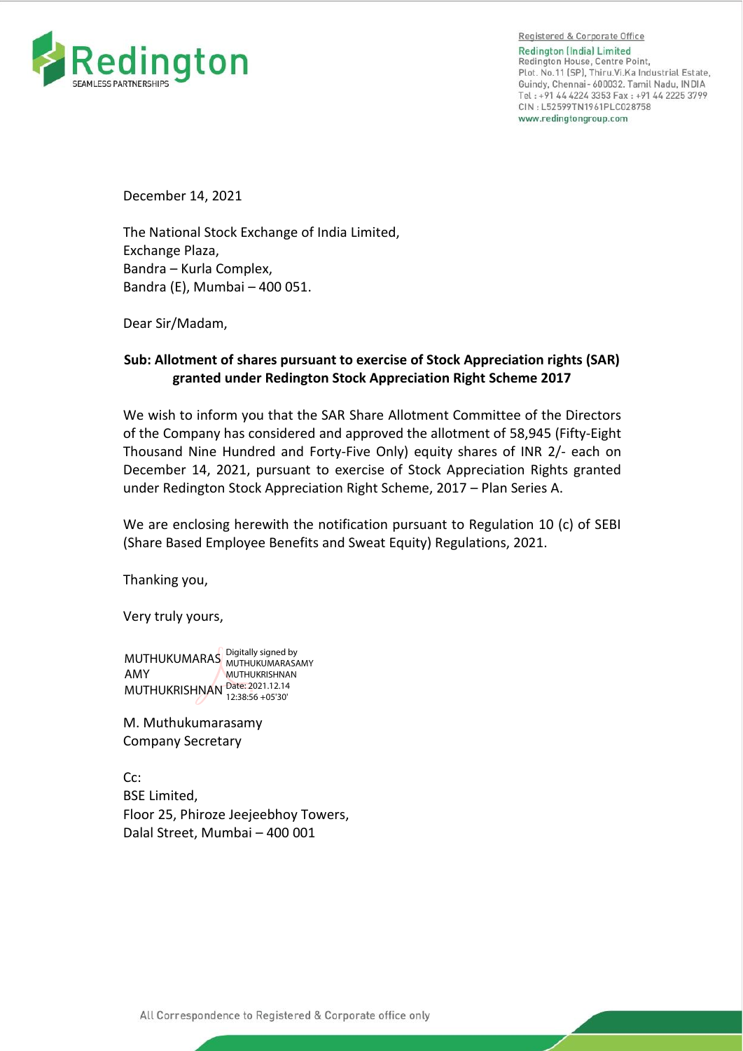Registered & Corporate Office
Redington (India) Limited
Redington House, Centre Point,
Plot. No.11 (SP), Thiru.Vi.Ka Industrial Estate,
Guindy, Chennai - 600032. Tamil Nadu, INDIA
Tel : +91 44 4224 3353 Fax : +91 44 2225 3799
CIN : L52599TN1961PLC028758
www.redingtongroup.com

December 14, 2021

The National Stock Exchange of India Limited,
Exchange Plaza,
Bandra – Kurla Complex,
Bandra (E), Mumbai – 400 051.

Dear Sir/Madam,

**Sub: Allotment of shares pursuant to exercise of Stock Appreciation rights (SAR) granted under Redington Stock Appreciation Right Scheme 2017**

We wish to inform you that the SAR Share Allotment Committee of the Directors of the Company has considered and approved the allotment of 58,945 (Fifty-Eight Thousand Nine Hundred and Forty-Five Only) equity shares of INR 2/- each on December 14, 2021, pursuant to exercise of Stock Appreciation Rights granted under Redington Stock Appreciation Right Scheme, 2017 – Plan Series A.

We are enclosing herewith the notification pursuant to Regulation 10 (c) of SEBI (Share Based Employee Benefits and Sweat Equity) Regulations, 2021.

Thanking you,

Very truly yours,

MUTHUKUMARASAMY MUTHUKRISHNAN
Digitally signed by MUTHUKUMARASAMY MUTHUKRISHNAN
Date: 2021.12.14 12:38:56 +05'30'

M. Muthukumarasamy
Company Secretary

Cc:
BSE Limited,
Floor 25, Phiroze Jeejeebhoy Towers,
Dalal Street, Mumbai – 400 001

All Correspondence to Registered & Corporate office only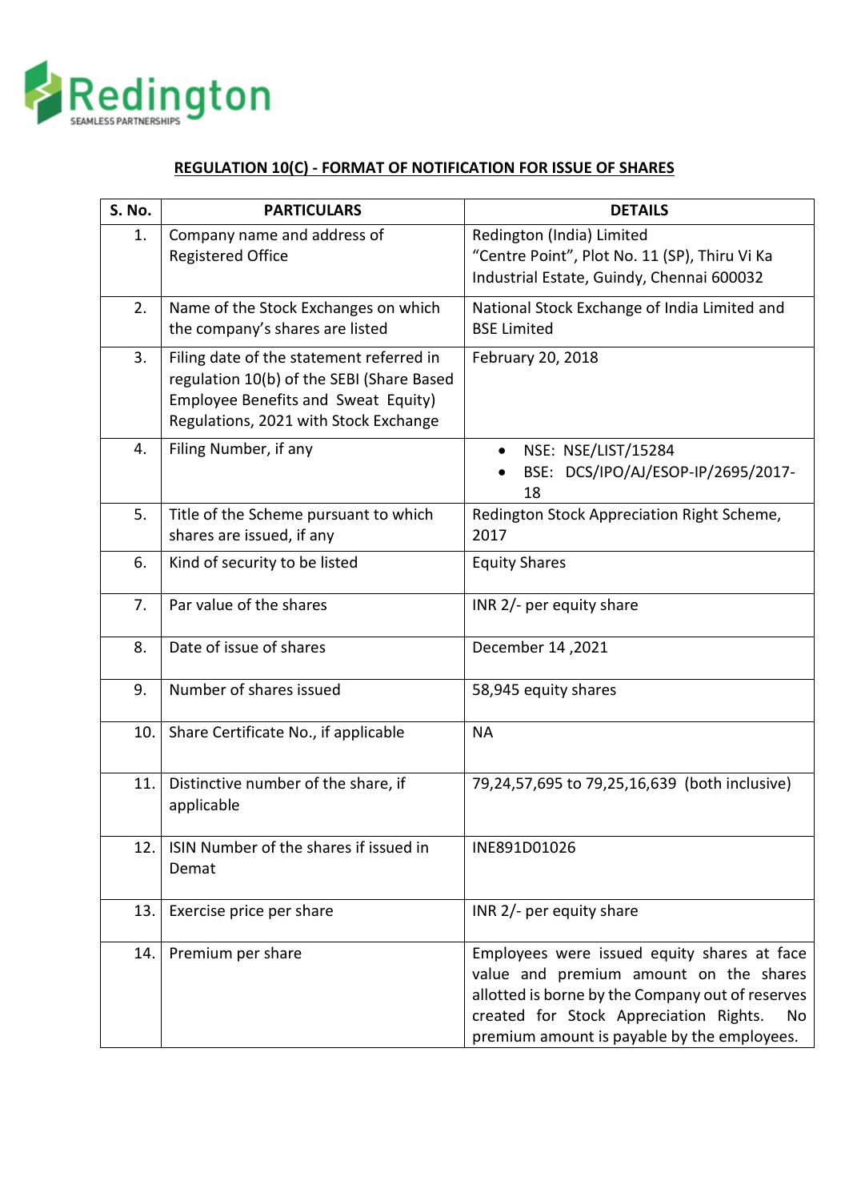Redington
SEAMLESS PARTNERSHIPS

## REGULATION 10(C) - FORMAT OF NOTIFICATION FOR ISSUE OF SHARES

| S. No. | PARTICULARS | DETAILS |
|---|---|---|
| 1. | Company name and address of Registered Office | Redington (India) Limited<br>"Centre Point", Plot No. 11 (SP), Thiru Vi Ka Industrial Estate, Guindy, Chennai 600032 |
| 2. | Name of the Stock Exchanges on which the company's shares are listed | National Stock Exchange of India Limited and BSE Limited |
| 3. | Filing date of the statement referred in regulation 10(b) of the SEBI (Share Based Employee Benefits and Sweat Equity) Regulations, 2021 with Stock Exchange | February 20, 2018 |
| 4. | Filing Number, if any | • NSE: NSE/LIST/15284<br>• BSE: DCS/IPO/AJ/ESOP-IP/2695/2017-18 |
| 5. | Title of the Scheme pursuant to which shares are issued, if any | Redington Stock Appreciation Right Scheme, 2017 |
| 6. | Kind of security to be listed | Equity Shares |
| 7. | Par value of the shares | INR 2/- per equity share |
| 8. | Date of issue of shares | December 14 ,2021 |
| 9. | Number of shares issued | 58,945 equity shares |
| 10. | Share Certificate No., if applicable | NA |
| 11. | Distinctive number of the share, if applicable | 79,24,57,695 to 79,25,16,639 (both inclusive) |
| 12. | ISIN Number of the shares if issued in Demat | INE891D01026 |
| 13. | Exercise price per share | INR 2/- per equity share |
| 14. | Premium per share | Employees were issued equity shares at face value and premium amount on the shares allotted is borne by the Company out of reserves created for Stock Appreciation Rights. No premium amount is payable by the employees. |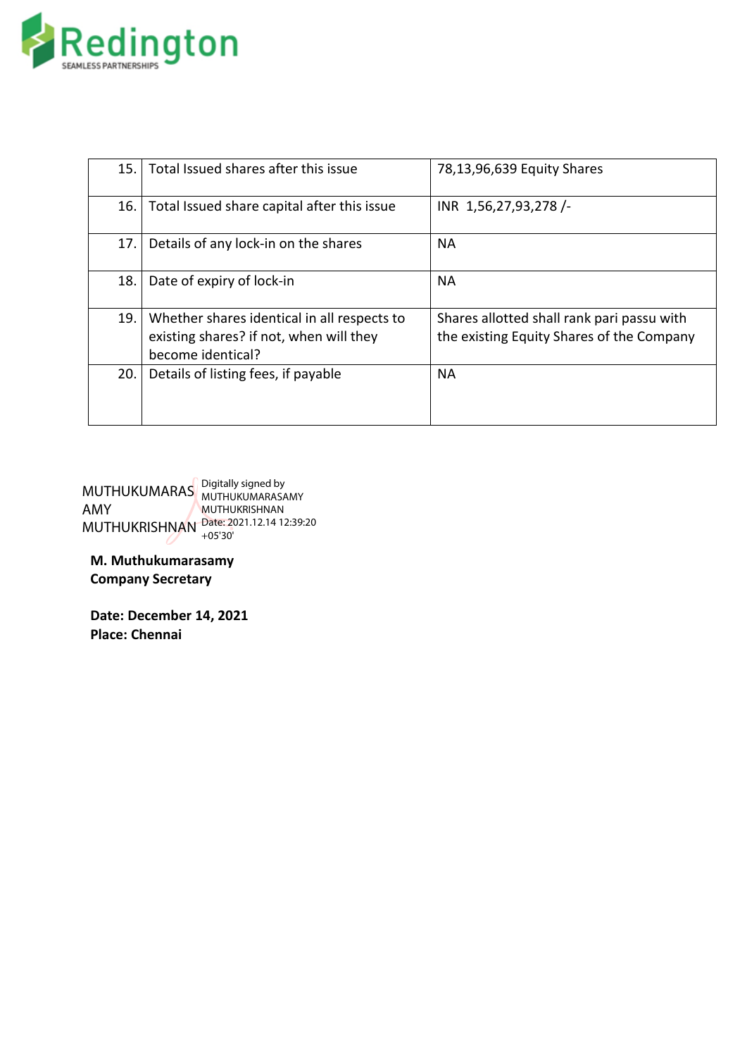| | | |
|---|---|---|
| 15. | Total Issued shares after this issue | 78,13,96,639 Equity Shares |
| 16. | Total Issued share capital after this issue | INR 1,56,27,93,278 /- |
| 17. | Details of any lock-in on the shares | NA |
| 18. | Date of expiry of lock-in | NA |
| 19. | Whether shares identical in all respects to existing shares? if not, when will they become identical? | Shares allotted shall rank pari passu with the existing Equity Shares of the Company |
| 20. | Details of listing fees, if payable | NA |

MUTHUKUMARASAMY MUTHUKRISHNAN

Digitally signed by MUTHUKUMARASAMY MUTHUKRISHNAN
Date: 2021.12.14 12:39:20 +05'30'

**M. Muthukumarasamy**
**Company Secretary**

**Date: December 14, 2021**
**Place: Chennai**